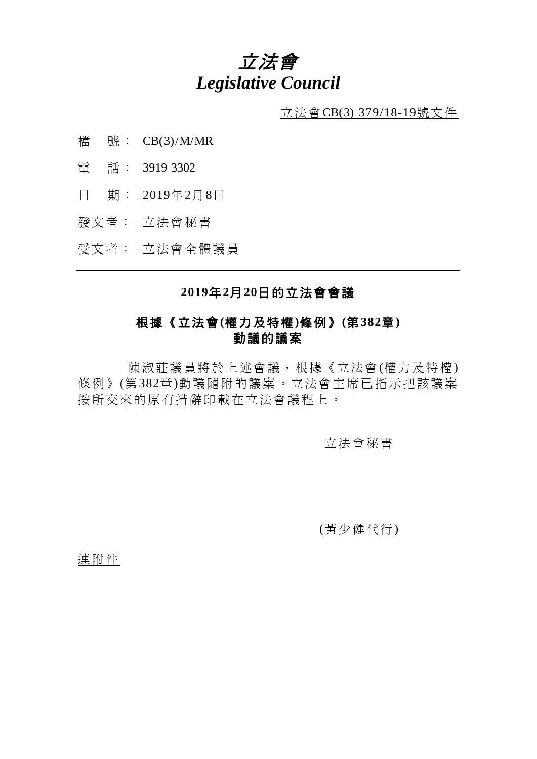# *立法會*
# *Legislative Council*

立法會CB(3) 379/18-19號文件

檔　號：　CB(3)/M/MR

電　話：　3919 3302

日　期：　2019年2月8日

發文者：　立法會秘書

受文者：　立法會全體議員

---

## 2019年2月20日的立法會會議

## 根據《立法會(權力及特權)條例》(第382章)動議的議案

陳淑莊議員將於上述會議，根據《立法會(權力及特權)條例》(第382章)動議隨附的議案。立法會主席已指示把該議案按所交來的原有措辭印載在立法會議程上。

立法會秘書

(黃少健代行)

連附件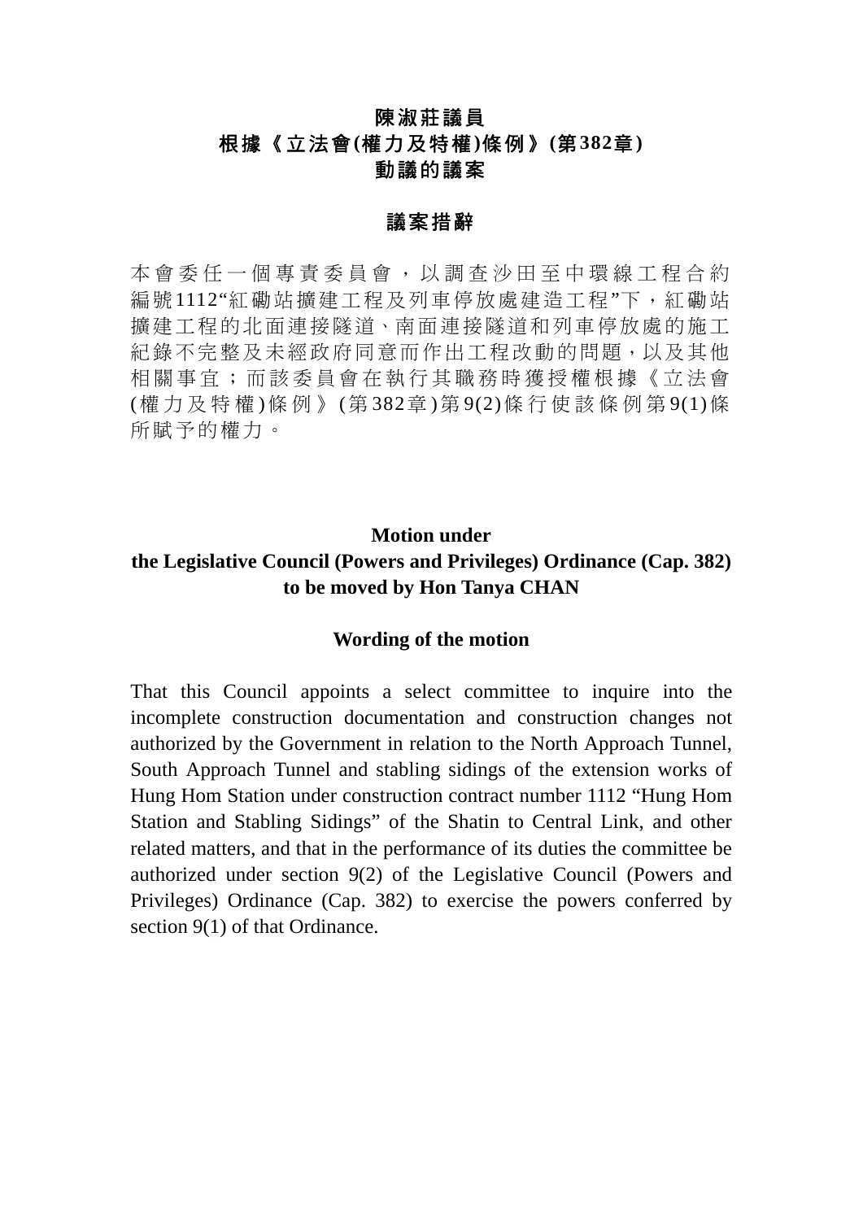**陳淑莊議員**
**根據《立法會(權力及特權)條例》(第382章)**
**動議的議案**

**議案措辭**

本會委任一個專責委員會，以調查沙田至中環線工程合約編號1112"紅磡站擴建工程及列車停放處建造工程"下，紅磡站擴建工程的北面連接隧道、南面連接隧道和列車停放處的施工紀錄不完整及未經政府同意而作出工程改動的問題，以及其他相關事宜；而該委員會在執行其職務時獲授權根據《立法會(權力及特權)條例》(第382章)第9(2)條行使該條例第9(1)條所賦予的權力。

**Motion under**
**the Legislative Council (Powers and Privileges) Ordinance (Cap. 382)**
**to be moved by Hon Tanya CHAN**

**Wording of the motion**

That this Council appoints a select committee to inquire into the incomplete construction documentation and construction changes not authorized by the Government in relation to the North Approach Tunnel, South Approach Tunnel and stabling sidings of the extension works of Hung Hom Station under construction contract number 1112 "Hung Hom Station and Stabling Sidings" of the Shatin to Central Link, and other related matters, and that in the performance of its duties the committee be authorized under section 9(2) of the Legislative Council (Powers and Privileges) Ordinance (Cap. 382) to exercise the powers conferred by section 9(1) of that Ordinance.